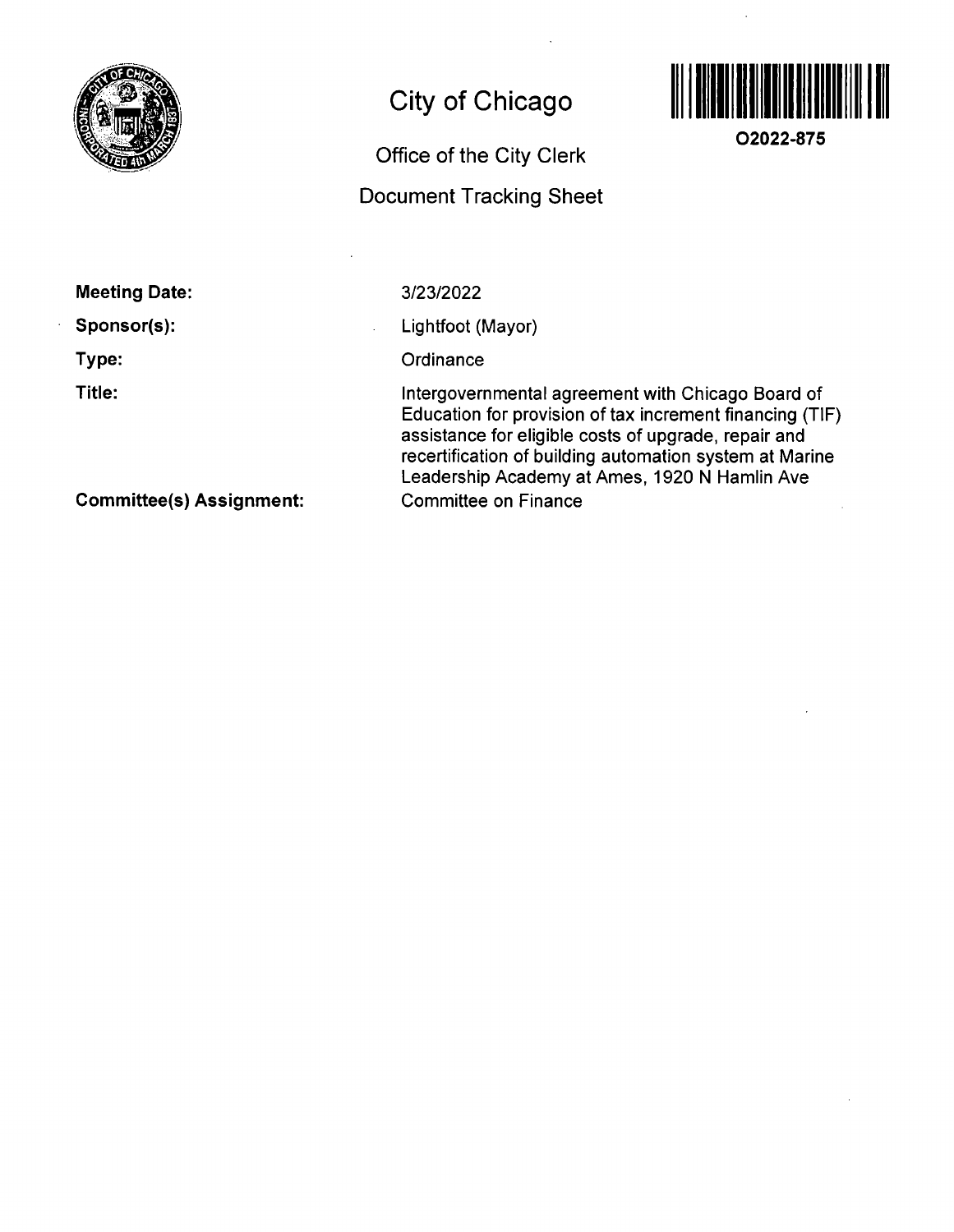# City of Chicago

## Office of the City Clerk

## Document Tracking Sheet

O2022-875

**Meeting Date:** 3/23/2022

**Sponsor(s):** Lightfoot (Mayor)

**Type:** Ordinance

**Title:** Intergovernmental agreement with Chicago Board of Education for provision of tax increment financing (TIF) assistance for eligible costs of upgrade, repair and recertification of building automation system at Marine Leadership Academy at Ames, 1920 N Hamlin Ave

**Committee(s) Assignment:** Committee on Finance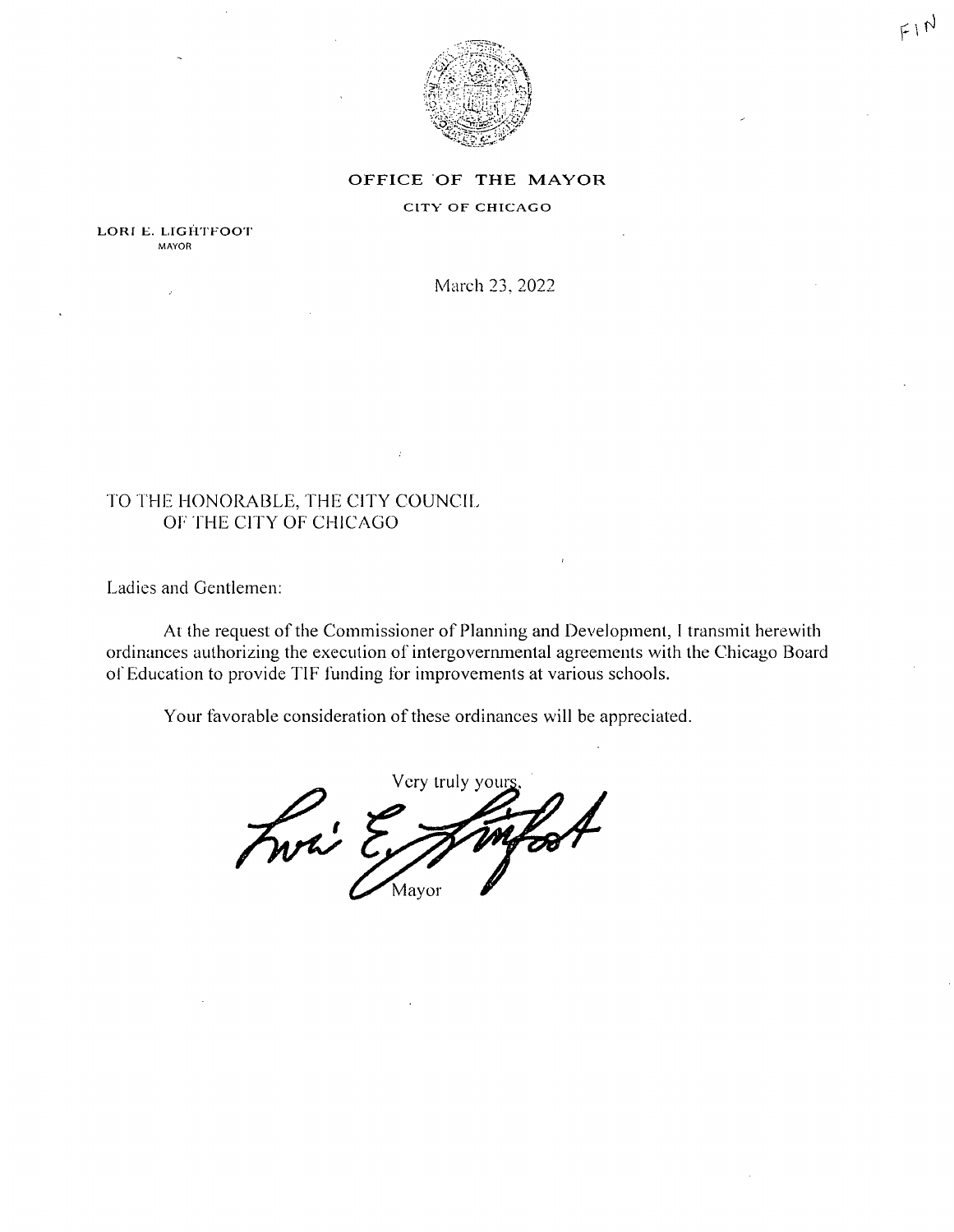FIN

**OFFICE OF THE MAYOR**

CITY OF CHICAGO

LORI E. LIGHTFOOT
MAYOR

March 23, 2022

TO THE HONORABLE, THE CITY COUNCIL
OF THE CITY OF CHICAGO

Ladies and Gentlemen:

At the request of the Commissioner of Planning and Development, I transmit herewith ordinances authorizing the execution of intergovernmental agreements with the Chicago Board of Education to provide TIF funding for improvements at various schools.

Your favorable consideration of these ordinances will be appreciated.

Very truly yours,

Mayor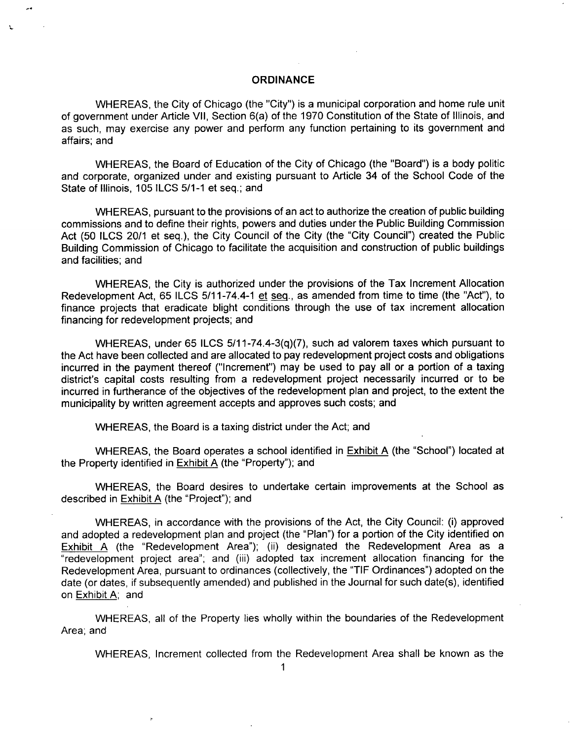## ORDINANCE

WHEREAS, the City of Chicago (the "City") is a municipal corporation and home rule unit of government under Article VII, Section 6(a) of the 1970 Constitution of the State of Illinois, and as such, may exercise any power and perform any function pertaining to its government and affairs; and

WHEREAS, the Board of Education of the City of Chicago (the "Board") is a body politic and corporate, organized under and existing pursuant to Article 34 of the School Code of the State of Illinois, 105 ILCS 5/1-1 et seq.; and

WHEREAS, pursuant to the provisions of an act to authorize the creation of public building commissions and to define their rights, powers and duties under the Public Building Commission Act (50 ILCS 20/1 et seq.), the City Council of the City (the "City Council") created the Public Building Commission of Chicago to facilitate the acquisition and construction of public buildings and facilities; and

WHEREAS, the City is authorized under the provisions of the Tax Increment Allocation Redevelopment Act, 65 ILCS 5/11-74.4-1 et seq., as amended from time to time (the "Act"), to finance projects that eradicate blight conditions through the use of tax increment allocation financing for redevelopment projects; and

WHEREAS, under 65 ILCS 5/11-74.4-3(q)(7), such ad valorem taxes which pursuant to the Act have been collected and are allocated to pay redevelopment project costs and obligations incurred in the payment thereof ("Increment") may be used to pay all or a portion of a taxing district's capital costs resulting from a redevelopment project necessarily incurred or to be incurred in furtherance of the objectives of the redevelopment plan and project, to the extent the municipality by written agreement accepts and approves such costs; and

WHEREAS, the Board is a taxing district under the Act; and

WHEREAS, the Board operates a school identified in Exhibit A (the "School") located at the Property identified in Exhibit A (the "Property"); and

WHEREAS, the Board desires to undertake certain improvements at the School as described in Exhibit A (the "Project"); and

WHEREAS, in accordance with the provisions of the Act, the City Council: (i) approved and adopted a redevelopment plan and project (the "Plan") for a portion of the City identified on Exhibit A (the "Redevelopment Area"); (ii) designated the Redevelopment Area as a "redevelopment project area"; and (iii) adopted tax increment allocation financing for the Redevelopment Area, pursuant to ordinances (collectively, the "TIF Ordinances") adopted on the date (or dates, if subsequently amended) and published in the Journal for such date(s), identified on Exhibit A; and

WHEREAS, all of the Property lies wholly within the boundaries of the Redevelopment Area; and

WHEREAS, Increment collected from the Redevelopment Area shall be known as the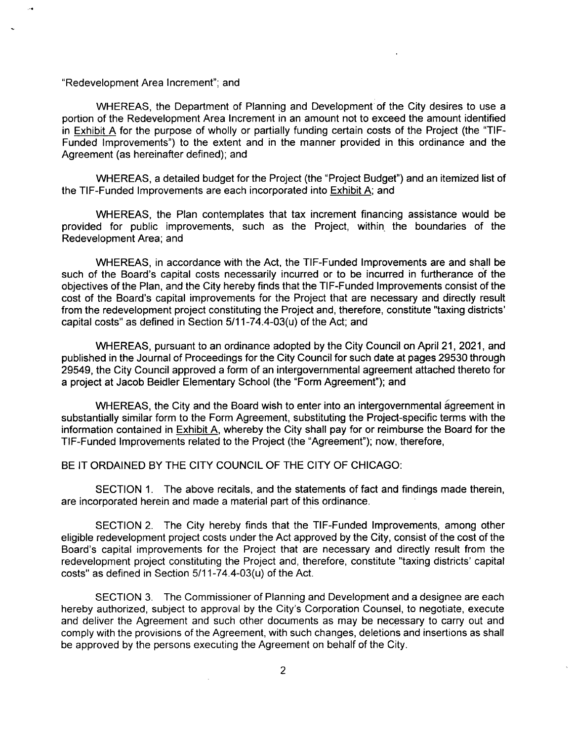"Redevelopment Area Increment"; and

WHEREAS, the Department of Planning and Development of the City desires to use a portion of the Redevelopment Area Increment in an amount not to exceed the amount identified in Exhibit A for the purpose of wholly or partially funding certain costs of the Project (the "TIF-Funded Improvements") to the extent and in the manner provided in this ordinance and the Agreement (as hereinafter defined); and

WHEREAS, a detailed budget for the Project (the "Project Budget") and an itemized list of the TIF-Funded Improvements are each incorporated into Exhibit A; and

WHEREAS, the Plan contemplates that tax increment financing assistance would be provided for public improvements, such as the Project, within the boundaries of the Redevelopment Area; and

WHEREAS, in accordance with the Act, the TIF-Funded Improvements are and shall be such of the Board's capital costs necessarily incurred or to be incurred in furtherance of the objectives of the Plan, and the City hereby finds that the TIF-Funded Improvements consist of the cost of the Board's capital improvements for the Project that are necessary and directly result from the redevelopment project constituting the Project and, therefore, constitute "taxing districts' capital costs" as defined in Section 5/11-74.4-03(u) of the Act; and

WHEREAS, pursuant to an ordinance adopted by the City Council on April 21, 2021, and published in the Journal of Proceedings for the City Council for such date at pages 29530 through 29549, the City Council approved a form of an intergovernmental agreement attached thereto for a project at Jacob Beidler Elementary School (the "Form Agreement"); and

WHEREAS, the City and the Board wish to enter into an intergovernmental agreement in substantially similar form to the Form Agreement, substituting the Project-specific terms with the information contained in Exhibit A, whereby the City shall pay for or reimburse the Board for the TIF-Funded Improvements related to the Project (the "Agreement"); now, therefore,

BE IT ORDAINED BY THE CITY COUNCIL OF THE CITY OF CHICAGO:

SECTION 1. The above recitals, and the statements of fact and findings made therein, are incorporated herein and made a material part of this ordinance.

SECTION 2. The City hereby finds that the TIF-Funded Improvements, among other eligible redevelopment project costs under the Act approved by the City, consist of the cost of the Board's capital improvements for the Project that are necessary and directly result from the redevelopment project constituting the Project and, therefore, constitute "taxing districts' capital costs" as defined in Section 5/11-74.4-03(u) of the Act.

SECTION 3. The Commissioner of Planning and Development and a designee are each hereby authorized, subject to approval by the City's Corporation Counsel, to negotiate, execute and deliver the Agreement and such other documents as may be necessary to carry out and comply with the provisions of the Agreement, with such changes, deletions and insertions as shall be approved by the persons executing the Agreement on behalf of the City.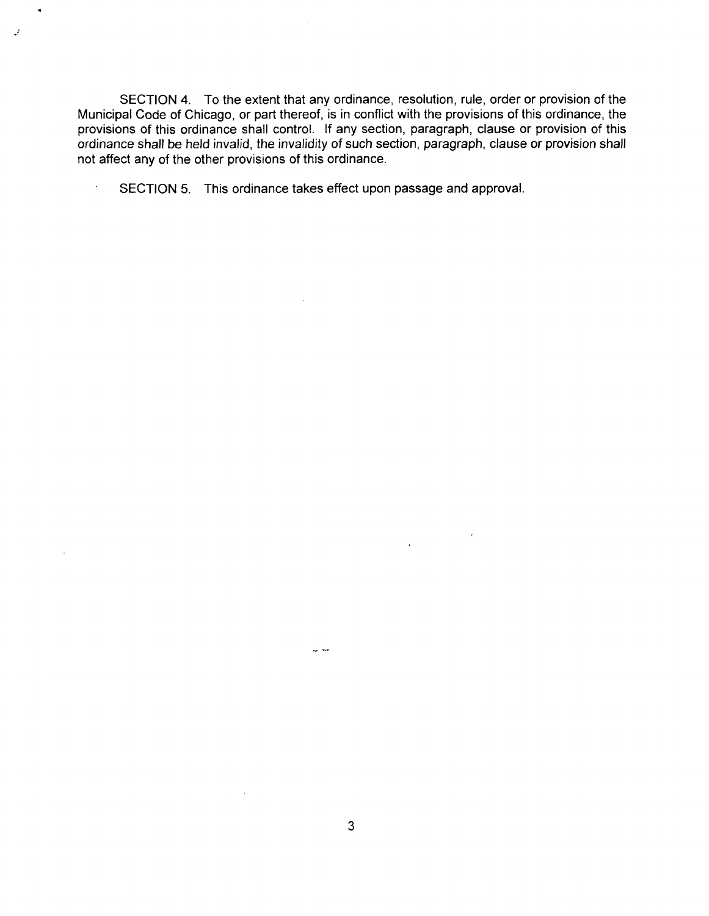SECTION 4. To the extent that any ordinance, resolution, rule, order or provision of the Municipal Code of Chicago, or part thereof, is in conflict with the provisions of this ordinance, the provisions of this ordinance shall control. If any section, paragraph, clause or provision of this ordinance shall be held invalid, the invalidity of such section, paragraph, clause or provision shall not affect any of the other provisions of this ordinance.

SECTION 5. This ordinance takes effect upon passage and approval.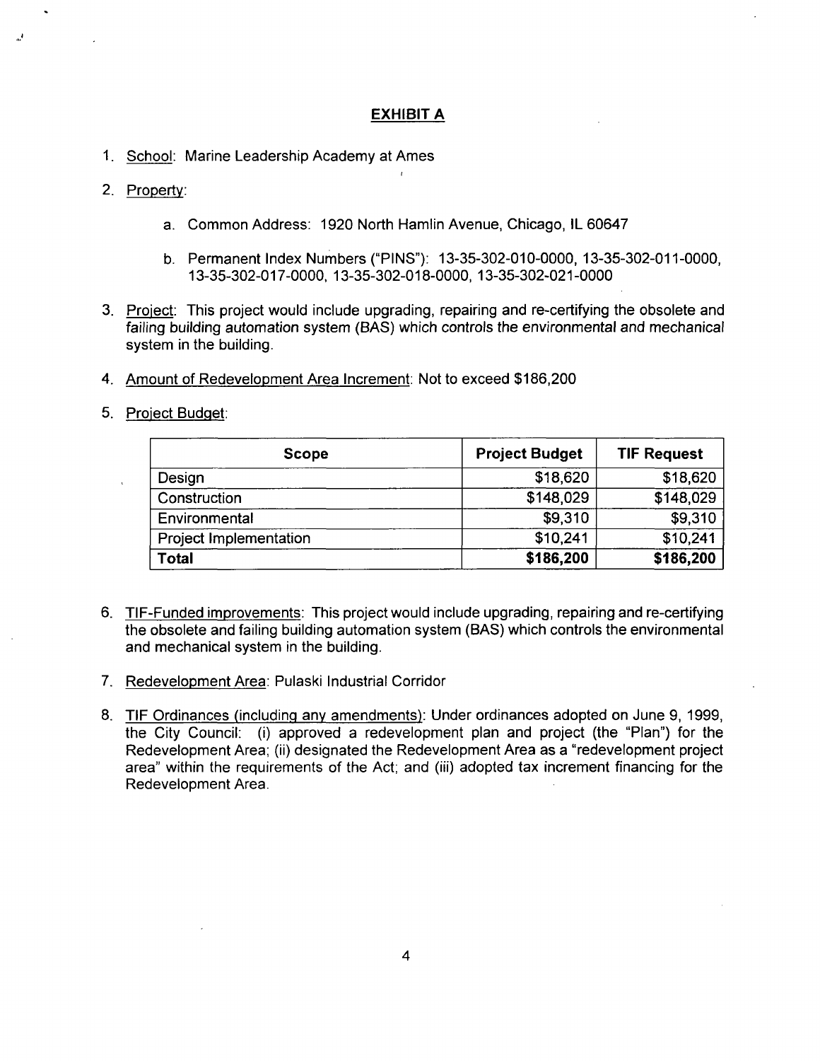# EXHIBIT A

1. School: Marine Leadership Academy at Ames

2. Property:

   a. Common Address: 1920 North Hamlin Avenue, Chicago, IL 60647

   b. Permanent Index Numbers ("PINS"): 13-35-302-010-0000, 13-35-302-011-0000, 13-35-302-017-0000, 13-35-302-018-0000, 13-35-302-021-0000

3. Project: This project would include upgrading, repairing and re-certifying the obsolete and failing building automation system (BAS) which controls the environmental and mechanical system in the building.

4. Amount of Redevelopment Area Increment: Not to exceed $186,200

5. Project Budget:

| Scope | Project Budget | TIF Request |
|---|---|---|
| Design | $18,620 | $18,620 |
| Construction | $148,029 | $148,029 |
| Environmental | $9,310 | $9,310 |
| Project Implementation | $10,241 | $10,241 |
| **Total** | **$186,200** | **$186,200** |

6. TIF-Funded improvements: This project would include upgrading, repairing and re-certifying the obsolete and failing building automation system (BAS) which controls the environmental and mechanical system in the building.

7. Redevelopment Area: Pulaski Industrial Corridor

8. TIF Ordinances (including any amendments): Under ordinances adopted on June 9, 1999, the City Council: (i) approved a redevelopment plan and project (the "Plan") for the Redevelopment Area; (ii) designated the Redevelopment Area as a "redevelopment project area" within the requirements of the Act; and (iii) adopted tax increment financing for the Redevelopment Area.